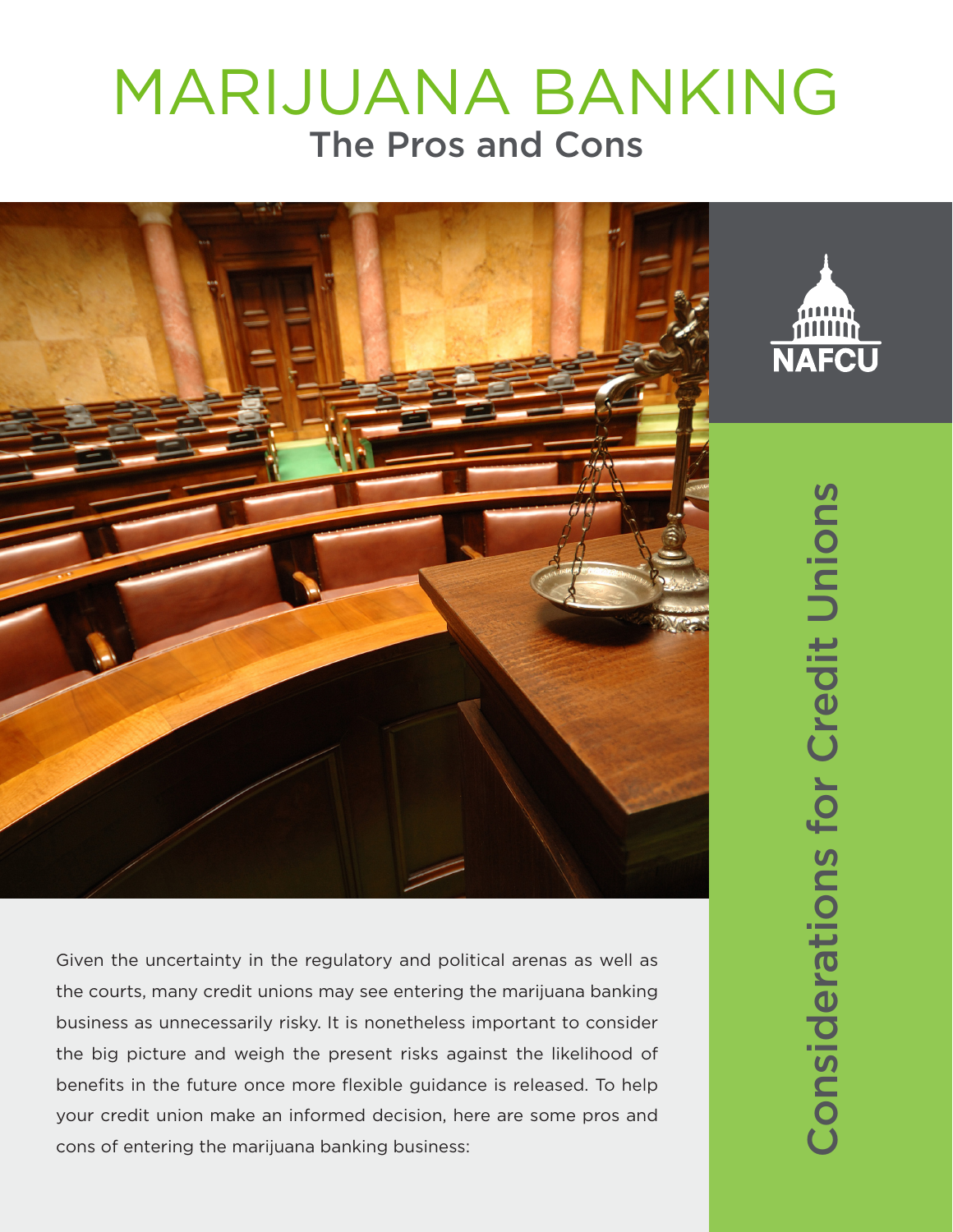# MARIJUANA BANKING

## The Pros and Cons

NAFCU

Considerations for Credit Unions

Given the uncertainty in the regulatory and political arenas as well as the courts, many credit unions may see entering the marijuana banking business as unnecessarily risky. It is nonetheless important to consider the big picture and weigh the present risks against the likelihood of benefits in the future once more flexible guidance is released. To help your credit union make an informed decision, here are some pros and cons of entering the marijuana banking business: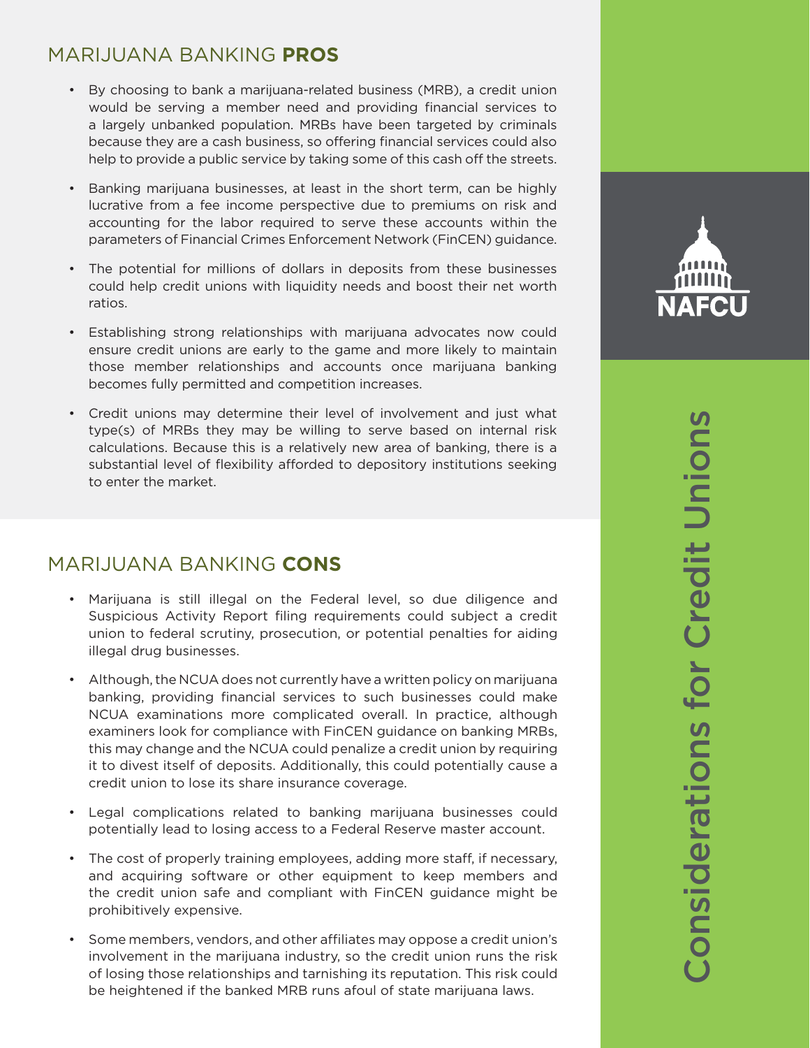## MARIJUANA BANKING **PROS**

- By choosing to bank a marijuana-related business (MRB), a credit union would be serving a member need and providing financial services to a largely unbanked population. MRBs have been targeted by criminals because they are a cash business, so offering financial services could also help to provide a public service by taking some of this cash off the streets.
- Banking marijuana businesses, at least in the short term, can be highly lucrative from a fee income perspective due to premiums on risk and accounting for the labor required to serve these accounts within the parameters of Financial Crimes Enforcement Network (FinCEN) guidance.
- The potential for millions of dollars in deposits from these businesses could help credit unions with liquidity needs and boost their net worth ratios.
- Establishing strong relationships with marijuana advocates now could ensure credit unions are early to the game and more likely to maintain those member relationships and accounts once marijuana banking becomes fully permitted and competition increases.
- Credit unions may determine their level of involvement and just what type(s) of MRBs they may be willing to serve based on internal risk calculations. Because this is a relatively new area of banking, there is a substantial level of flexibility afforded to depository institutions seeking to enter the market.

## MARIJUANA BANKING **CONS**

- Marijuana is still illegal on the Federal level, so due diligence and Suspicious Activity Report filing requirements could subject a credit union to federal scrutiny, prosecution, or potential penalties for aiding illegal drug businesses.
- Although, the NCUA does not currently have a written policy on marijuana banking, providing financial services to such businesses could make NCUA examinations more complicated overall. In practice, although examiners look for compliance with FinCEN guidance on banking MRBs, this may change and the NCUA could penalize a credit union by requiring it to divest itself of deposits. Additionally, this could potentially cause a credit union to lose its share insurance coverage.
- Legal complications related to banking marijuana businesses could potentially lead to losing access to a Federal Reserve master account.
- The cost of properly training employees, adding more staff, if necessary, and acquiring software or other equipment to keep members and the credit union safe and compliant with FinCEN guidance might be prohibitively expensive.
- Some members, vendors, and other affiliates may oppose a credit union's involvement in the marijuana industry, so the credit union runs the risk of losing those relationships and tarnishing its reputation. This risk could be heightened if the banked MRB runs afoul of state marijuana laws.